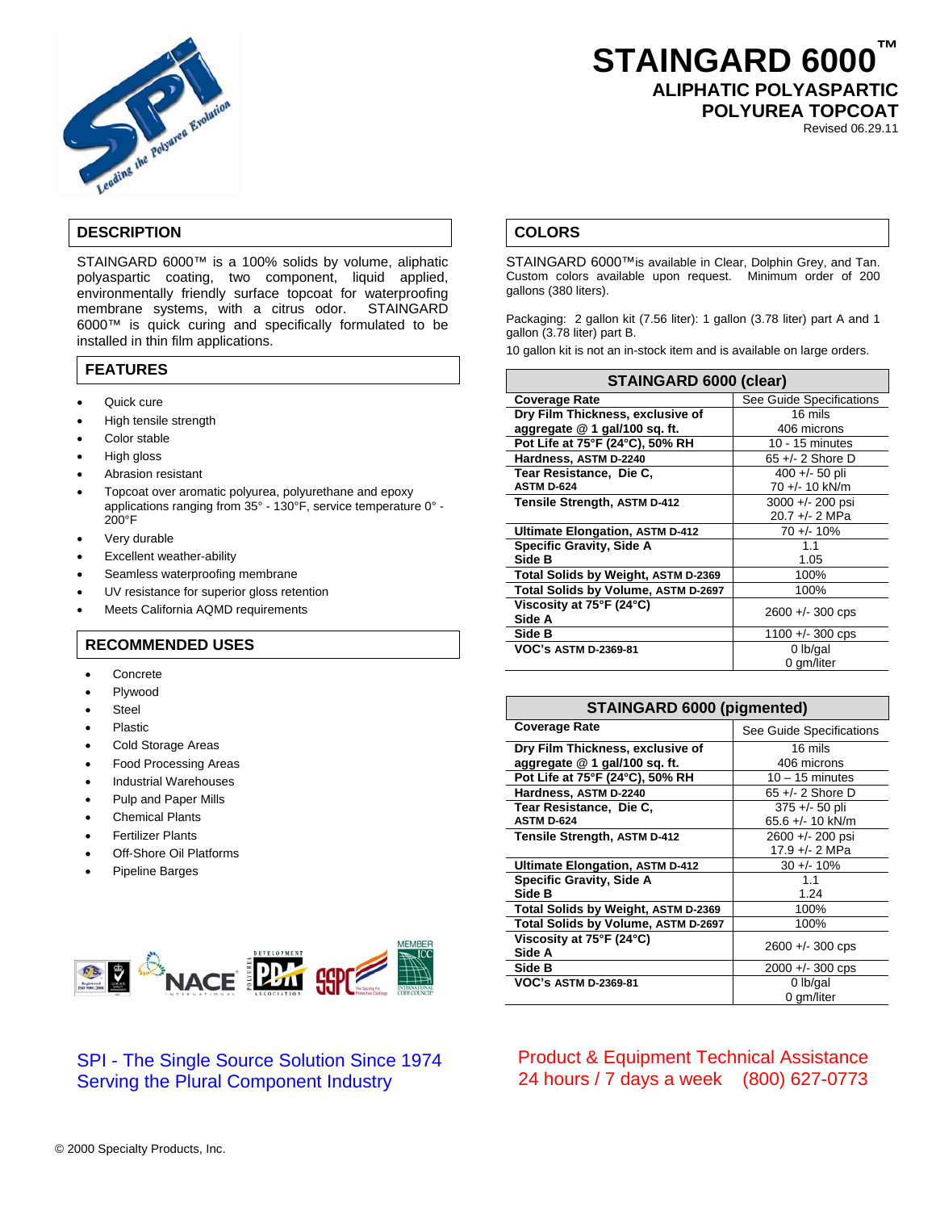# STAINGARD 6000™

## ALIPHATIC POLYASPARTIC POLYUREA TOPCOAT

Revised 06.29.11

## DESCRIPTION

STAINGARD 6000™ is a 100% solids by volume, aliphatic polyaspartic coating, two component, liquid applied, environmentally friendly surface topcoat for waterproofing membrane systems, with a citrus odor. STAINGARD 6000™ is quick curing and specifically formulated to be installed in thin film applications.

## FEATURES

- Quick cure
- High tensile strength
- Color stable
- High gloss
- Abrasion resistant
- Topcoat over aromatic polyurea, polyurethane and epoxy applications ranging from 35° - 130°F, service temperature 0° - 200°F
- Very durable
- Excellent weather-ability
- Seamless waterproofing membrane
- UV resistance for superior gloss retention
- Meets California AQMD requirements

## RECOMMENDED USES

- Concrete
- Plywood
- Steel
- Plastic
- Cold Storage Areas
- Food Processing Areas
- Industrial Warehouses
- Pulp and Paper Mills
- Chemical Plants
- Fertilizer Plants
- Off-Shore Oil Platforms
- Pipeline Barges

## COLORS

STAINGARD 6000™ is available in Clear, Dolphin Grey, and Tan. Custom colors available upon request. Minimum order of 200 gallons (380 liters).

Packaging: 2 gallon kit (7.56 liter): 1 gallon (3.78 liter) part A and 1 gallon (3.78 liter) part B.

10 gallon kit is not an in-stock item and is available on large orders.

| STAINGARD 6000 (clear) | |
|---|---|
| **Coverage Rate** | See Guide Specifications |
| **Dry Film Thickness, exclusive of aggregate @ 1 gal/100 sq. ft.** | 16 mils<br>406 microns |
| **Pot Life at 75°F (24°C), 50% RH** | 10 - 15 minutes |
| **Hardness, ASTM D-2240** | 65 +/- 2 Shore D |
| **Tear Resistance, Die C, ASTM D-624** | 400 +/- 50 pli<br>70 +/- 10 kN/m |
| **Tensile Strength, ASTM D-412** | 3000 +/- 200 psi<br>20.7 +/- 2 MPa |
| **Ultimate Elongation, ASTM D-412** | 70 +/- 10% |
| **Specific Gravity, Side A**<br>**Side B** | 1.1<br>1.05 |
| **Total Solids by Weight, ASTM D-2369** | 100% |
| **Total Solids by Volume, ASTM D-2697** | 100% |
| **Viscosity at 75°F (24°C)**<br>**Side A** | 2600 +/- 300 cps |
| **Side B** | 1100 +/- 300 cps |
| **VOC's ASTM D-2369-81** | 0 lb/gal<br>0 gm/liter |

| STAINGARD 6000 (pigmented) | |
|---|---|
| **Coverage Rate** | See Guide Specifications |
| **Dry Film Thickness, exclusive of aggregate @ 1 gal/100 sq. ft.** | 16 mils<br>406 microns |
| **Pot Life at 75°F (24°C), 50% RH** | 10 – 15 minutes |
| **Hardness, ASTM D-2240** | 65 +/- 2 Shore D |
| **Tear Resistance, Die C, ASTM D-624** | 375 +/- 50 pli<br>65.6 +/- 10 kN/m |
| **Tensile Strength, ASTM D-412** | 2600 +/- 200 psi<br>17.9 +/- 2 MPa |
| **Ultimate Elongation, ASTM D-412** | 30 +/- 10% |
| **Specific Gravity, Side A**<br>**Side B** | 1.1<br>1.24 |
| **Total Solids by Weight, ASTM D-2369** | 100% |
| **Total Solids by Volume, ASTM D-2697** | 100% |
| **Viscosity at 75°F (24°C)**<br>**Side A** | 2600 +/- 300 cps |
| **Side B** | 2000 +/- 300 cps |
| **VOC's ASTM D-2369-81** | 0 lb/gal<br>0 gm/liter |

SPI - The Single Source Solution Since 1974
Serving the Plural Component Industry

Product & Equipment Technical Assistance
24 hours / 7 days a week (800) 627-0773

© 2000 Specialty Products, Inc.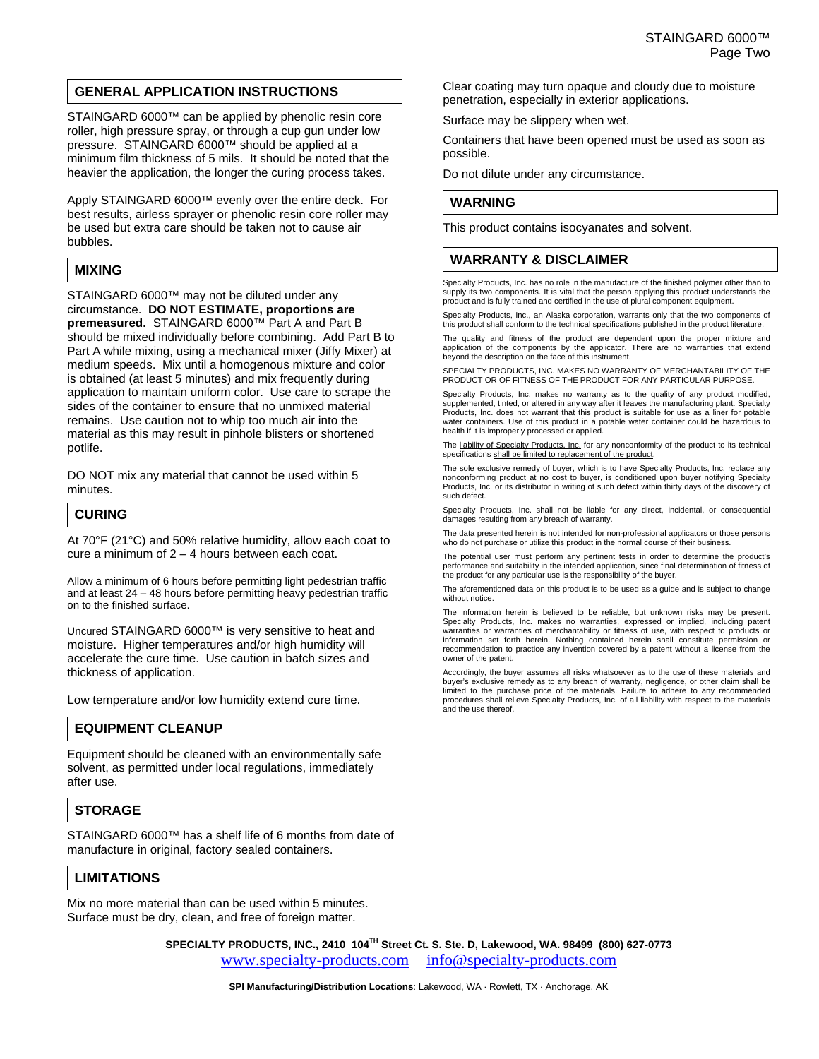## GENERAL APPLICATION INSTRUCTIONS

STAINGARD 6000™ can be applied by phenolic resin core roller, high pressure spray, or through a cup gun under low pressure. STAINGARD 6000™ should be applied at a minimum film thickness of 5 mils. It should be noted that the heavier the application, the longer the curing process takes.

Apply STAINGARD 6000™ evenly over the entire deck. For best results, airless sprayer or phenolic resin core roller may be used but extra care should be taken not to cause air bubbles.

## MIXING

STAINGARD 6000™ may not be diluted under any circumstance. **DO NOT ESTIMATE, proportions are premeasured.** STAINGARD 6000™ Part A and Part B should be mixed individually before combining. Add Part B to Part A while mixing, using a mechanical mixer (Jiffy Mixer) at medium speeds. Mix until a homogenous mixture and color is obtained (at least 5 minutes) and mix frequently during application to maintain uniform color. Use care to scrape the sides of the container to ensure that no unmixed material remains. Use caution not to whip too much air into the material as this may result in pinhole blisters or shortened potlife.

DO NOT mix any material that cannot be used within 5 minutes.

## CURING

At 70°F (21°C) and 50% relative humidity, allow each coat to cure a minimum of 2 – 4 hours between each coat.

Allow a minimum of 6 hours before permitting light pedestrian traffic and at least 24 – 48 hours before permitting heavy pedestrian traffic on to the finished surface.

Uncured STAINGARD 6000™ is very sensitive to heat and moisture. Higher temperatures and/or high humidity will accelerate the cure time. Use caution in batch sizes and thickness of application.

Low temperature and/or low humidity extend cure time.

## EQUIPMENT CLEANUP

Equipment should be cleaned with an environmentally safe solvent, as permitted under local regulations, immediately after use.

## STORAGE

STAINGARD 6000™ has a shelf life of 6 months from date of manufacture in original, factory sealed containers.

## LIMITATIONS

Mix no more material than can be used within 5 minutes.
Surface must be dry, clean, and free of foreign matter.

Clear coating may turn opaque and cloudy due to moisture penetration, especially in exterior applications.

Surface may be slippery when wet.

Containers that have been opened must be used as soon as possible.

Do not dilute under any circumstance.

## WARNING

This product contains isocyanates and solvent.

## WARRANTY & DISCLAIMER

Specialty Products, Inc. has no role in the manufacture of the finished polymer other than to supply its two components. It is vital that the person applying this product understands the product and is fully trained and certified in the use of plural component equipment.

Specialty Products, Inc., an Alaska corporation, warrants only that the two components of this product shall conform to the technical specifications published in the product literature.

The quality and fitness of the product are dependent upon the proper mixture and application of the components by the applicator. There are no warranties that extend beyond the description on the face of this instrument.

SPECIALTY PRODUCTS, INC. MAKES NO WARRANTY OF MERCHANTABILITY OF THE PRODUCT OR OF FITNESS OF THE PRODUCT FOR ANY PARTICULAR PURPOSE.

Specialty Products, Inc. makes no warranty as to the quality of any product modified, supplemented, tinted, or altered in any way after it leaves the manufacturing plant. Specialty Products, Inc. does not warrant that this product is suitable for use as a liner for potable water containers. Use of this product in a potable water container could be hazardous to health if it is improperly processed or applied.

The liability of Specialty Products, Inc. for any nonconformity of the product to its technical specifications shall be limited to replacement of the product.

The sole exclusive remedy of buyer, which is to have Specialty Products, Inc. replace any nonconforming product at no cost to buyer, is conditioned upon buyer notifying Specialty Products, Inc. or its distributor in writing of such defect within thirty days of the discovery of such defect.

Specialty Products, Inc. shall not be liable for any direct, incidental, or consequential damages resulting from any breach of warranty.

The data presented herein is not intended for non-professional applicators or those persons who do not purchase or utilize this product in the normal course of their business.

The potential user must perform any pertinent tests in order to determine the product's performance and suitability in the intended application, since final determination of fitness of the product for any particular use is the responsibility of the buyer.

The aforementioned data on this product is to be used as a guide and is subject to change without notice.

The information herein is believed to be reliable, but unknown risks may be present. Specialty Products, Inc. makes no warranties, expressed or implied, including patent warranties or warranties of merchantability or fitness of use, with respect to products or information set forth herein. Nothing contained herein shall constitute permission or recommendation to practice any invention covered by a patent without a license from the owner of the patent.

Accordingly, the buyer assumes all risks whatsoever as to the use of these materials and buyer's exclusive remedy as to any breach of warranty, negligence, or other claim shall be limited to the purchase price of the materials. Failure to adhere to any recommended procedures shall relieve Specialty Products, Inc. of all liability with respect to the materials and the use thereof.

**SPECIALTY PRODUCTS, INC., 2410 104TH Street Ct. S. Ste. D, Lakewood, WA. 98499 (800) 627-0773**
www.specialty-products.com info@specialty-products.com

**SPI Manufacturing/Distribution Locations**: Lakewood, WA · Rowlett, TX · Anchorage, AK